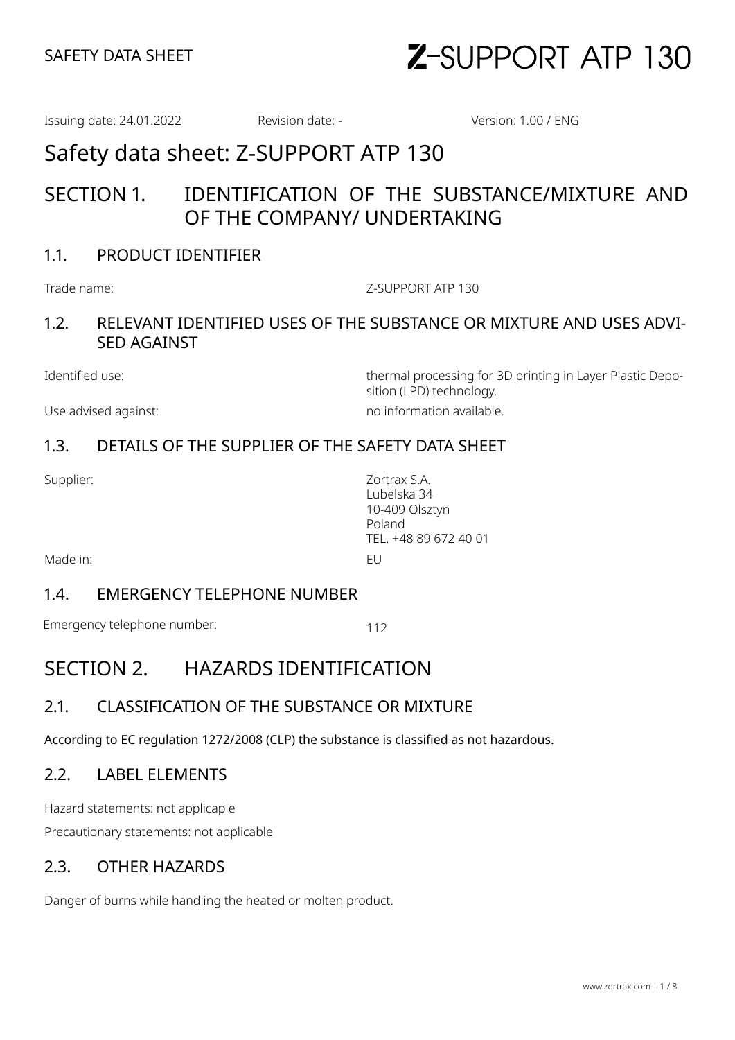SAFETY DATA SHEET

Z-SUPPORT ATP 130

Issuing date: 24.01.2022 Revision date: - Version: 1.00 / ENG

# Safety data sheet: Z-SUPPORT ATP 130

## SECTION 1. IDENTIFICATION OF THE SUBSTANCE/MIXTURE AND OF THE COMPANY/ UNDERTAKING

### 1.1. PRODUCT IDENTIFIER

| | |
|---|---|
| Trade name: | Z-SUPPORT ATP 130 |

### 1.2. RELEVANT IDENTIFIED USES OF THE SUBSTANCE OR MIXTURE AND USES ADVISED AGAINST

| | |
|---|---|
| Identified use: | thermal processing for 3D printing in Layer Plastic Deposition (LPD) technology. |
| Use advised against: | no information available. |

### 1.3. DETAILS OF THE SUPPLIER OF THE SAFETY DATA SHEET

| | |
|---|---|
| Supplier: | Zortrax S.A.<br>Lubelska 34<br>10-409 Olsztyn<br>Poland<br>TEL. +48 89 672 40 01 |
| Made in: | EU |

### 1.4. EMERGENCY TELEPHONE NUMBER

| | |
|---|---|
| Emergency telephone number: | 112 |

## SECTION 2. HAZARDS IDENTIFICATION

### 2.1. CLASSIFICATION OF THE SUBSTANCE OR MIXTURE

According to EC regulation 1272/2008 (CLP) the substance is classified as not hazardous.

### 2.2. LABEL ELEMENTS

Hazard statements: not applicaple

Precautionary statements: not applicable

### 2.3. OTHER HAZARDS

Danger of burns while handling the heated or molten product.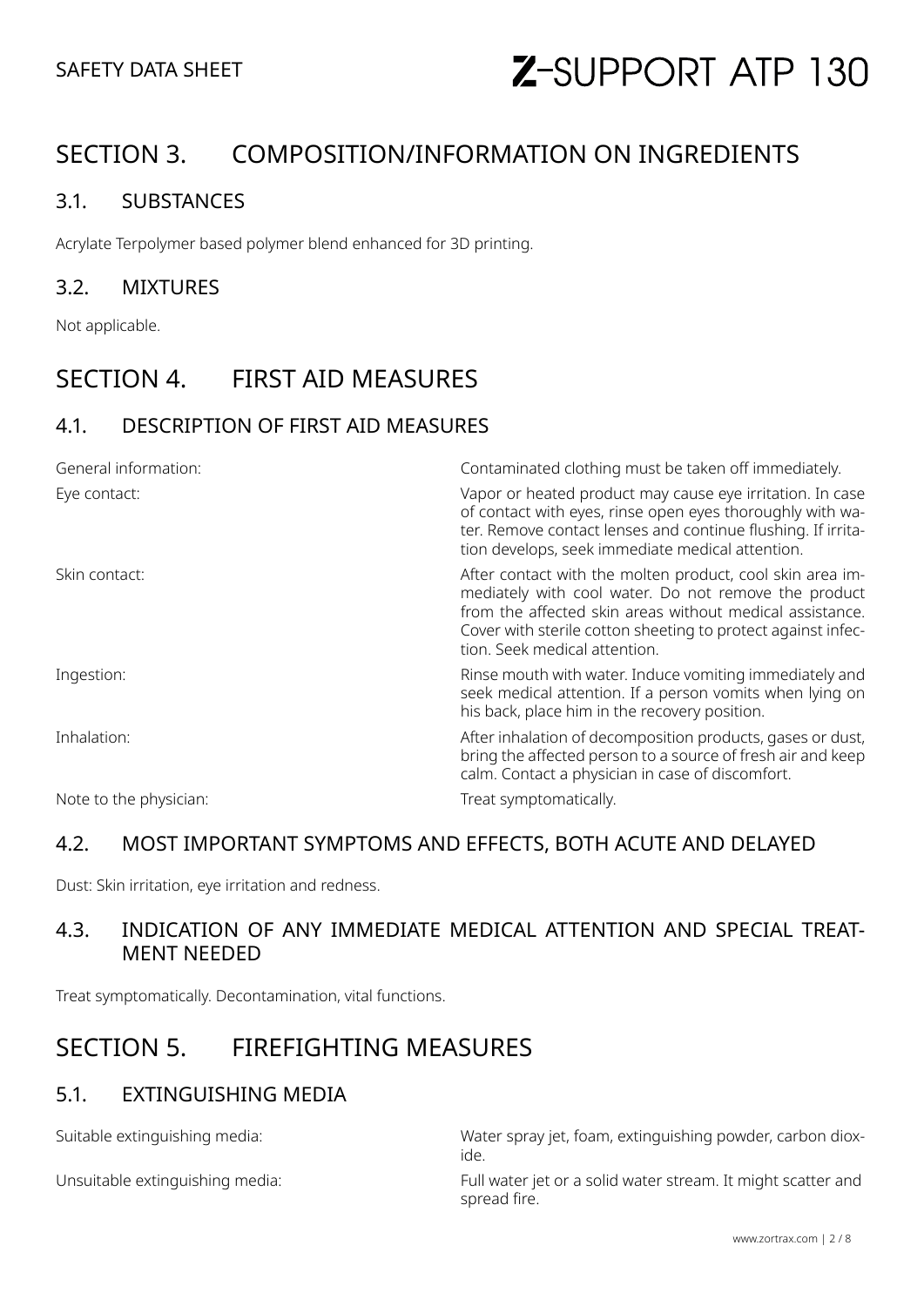## SECTION 3. COMPOSITION/INFORMATION ON INGREDIENTS

### 3.1. SUBSTANCES

Acrylate Terpolymer based polymer blend enhanced for 3D printing.

### 3.2. MIXTURES

Not applicable.

## SECTION 4. FIRST AID MEASURES

### 4.1. DESCRIPTION OF FIRST AID MEASURES

| | |
|---|---|
| General information: | Contaminated clothing must be taken off immediately. |
| Eye contact: | Vapor or heated product may cause eye irritation. In case of contact with eyes, rinse open eyes thoroughly with water. Remove contact lenses and continue flushing. If irritation develops, seek immediate medical attention. |
| Skin contact: | After contact with the molten product, cool skin area immediately with cool water. Do not remove the product from the affected skin areas without medical assistance. Cover with sterile cotton sheeting to protect against infection. Seek medical attention. |
| Ingestion: | Rinse mouth with water. Induce vomiting immediately and seek medical attention. If a person vomits when lying on his back, place him in the recovery position. |
| Inhalation: | After inhalation of decomposition products, gases or dust, bring the affected person to a source of fresh air and keep calm. Contact a physician in case of discomfort. |
| Note to the physician: | Treat symptomatically. |

### 4.2. MOST IMPORTANT SYMPTOMS AND EFFECTS, BOTH ACUTE AND DELAYED

Dust: Skin irritation, eye irritation and redness.

### 4.3. INDICATION OF ANY IMMEDIATE MEDICAL ATTENTION AND SPECIAL TREATMENT NEEDED

Treat symptomatically. Decontamination, vital functions.

## SECTION 5. FIREFIGHTING MEASURES

### 5.1. EXTINGUISHING MEDIA

| | |
|---|---|
| Suitable extinguishing media: | Water spray jet, foam, extinguishing powder, carbon dioxide. |
| Unsuitable extinguishing media: | Full water jet or a solid water stream. It might scatter and spread fire. |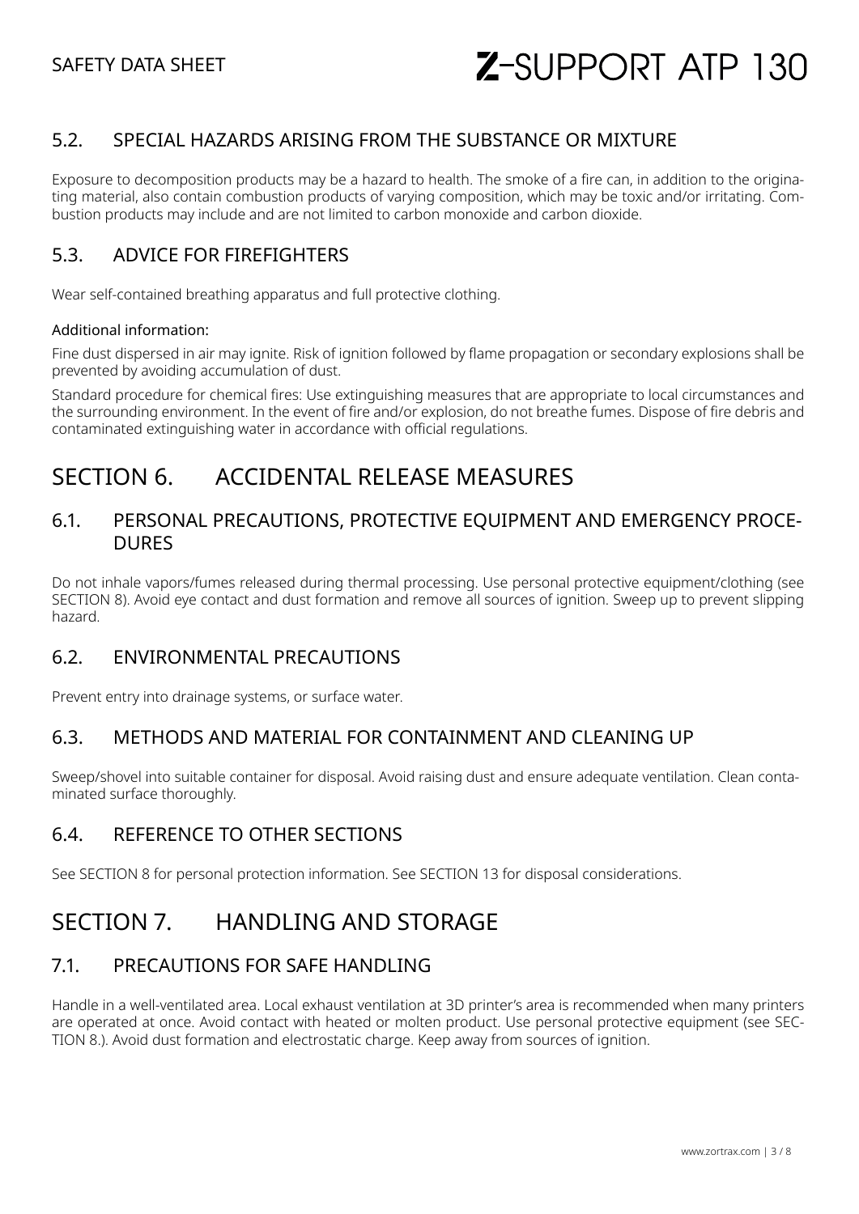### 5.2. SPECIAL HAZARDS ARISING FROM THE SUBSTANCE OR MIXTURE

Exposure to decomposition products may be a hazard to health. The smoke of a fire can, in addition to the originating material, also contain combustion products of varying composition, which may be toxic and/or irritating. Combustion products may include and are not limited to carbon monoxide and carbon dioxide.

### 5.3. ADVICE FOR FIREFIGHTERS

Wear self-contained breathing apparatus and full protective clothing.

Additional information:

Fine dust dispersed in air may ignite. Risk of ignition followed by flame propagation or secondary explosions shall be prevented by avoiding accumulation of dust.

Standard procedure for chemical fires: Use extinguishing measures that are appropriate to local circumstances and the surrounding environment. In the event of fire and/or explosion, do not breathe fumes. Dispose of fire debris and contaminated extinguishing water in accordance with official regulations.

## SECTION 6. ACCIDENTAL RELEASE MEASURES

### 6.1. PERSONAL PRECAUTIONS, PROTECTIVE EQUIPMENT AND EMERGENCY PROCEDURES

Do not inhale vapors/fumes released during thermal processing. Use personal protective equipment/clothing (see SECTION 8). Avoid eye contact and dust formation and remove all sources of ignition. Sweep up to prevent slipping hazard.

### 6.2. ENVIRONMENTAL PRECAUTIONS

Prevent entry into drainage systems, or surface water.

### 6.3. METHODS AND MATERIAL FOR CONTAINMENT AND CLEANING UP

Sweep/shovel into suitable container for disposal. Avoid raising dust and ensure adequate ventilation. Clean contaminated surface thoroughly.

### 6.4. REFERENCE TO OTHER SECTIONS

See SECTION 8 for personal protection information. See SECTION 13 for disposal considerations.

## SECTION 7. HANDLING AND STORAGE

### 7.1. PRECAUTIONS FOR SAFE HANDLING

Handle in a well-ventilated area. Local exhaust ventilation at 3D printer's area is recommended when many printers are operated at once. Avoid contact with heated or molten product. Use personal protective equipment (see SECTION 8.). Avoid dust formation and electrostatic charge. Keep away from sources of ignition.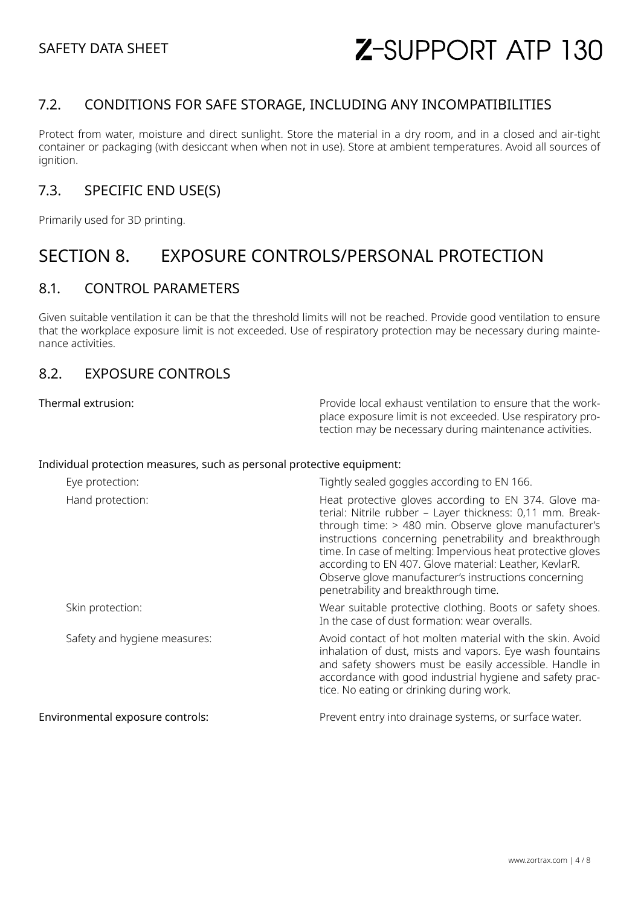## 7.2. CONDITIONS FOR SAFE STORAGE, INCLUDING ANY INCOMPATIBILITIES

Protect from water, moisture and direct sunlight. Store the material in a dry room, and in a closed and air-tight container or packaging (with desiccant when when not in use). Store at ambient temperatures. Avoid all sources of ignition.

## 7.3. SPECIFIC END USE(S)

Primarily used for 3D printing.

# SECTION 8. EXPOSURE CONTROLS/PERSONAL PROTECTION

## 8.1. CONTROL PARAMETERS

Given suitable ventilation it can be that the threshold limits will not be reached. Provide good ventilation to ensure that the workplace exposure limit is not exceeded. Use of respiratory protection may be necessary during maintenance activities.

## 8.2. EXPOSURE CONTROLS

| | |
|---|---|
| Thermal extrusion: | Provide local exhaust ventilation to ensure that the workplace exposure limit is not exceeded. Use respiratory protection may be necessary during maintenance activities. |

Individual protection measures, such as personal protective equipment:

| | |
|---|---|
| Eye protection: | Tightly sealed goggles according to EN 166. |
| Hand protection: | Heat protective gloves according to EN 374. Glove material: Nitrile rubber – Layer thickness: 0,11 mm. Breakthrough time: > 480 min. Observe glove manufacturer's instructions concerning penetrability and breakthrough time. In case of melting: Impervious heat protective gloves according to EN 407. Glove material: Leather, KevlarR. Observe glove manufacturer's instructions concerning penetrability and breakthrough time. |
| Skin protection: | Wear suitable protective clothing. Boots or safety shoes. In the case of dust formation: wear overalls. |
| Safety and hygiene measures: | Avoid contact of hot molten material with the skin. Avoid inhalation of dust, mists and vapors. Eye wash fountains and safety showers must be easily accessible. Handle in accordance with good industrial hygiene and safety practice. No eating or drinking during work. |

| | |
|---|---|
| Environmental exposure controls: | Prevent entry into drainage systems, or surface water. |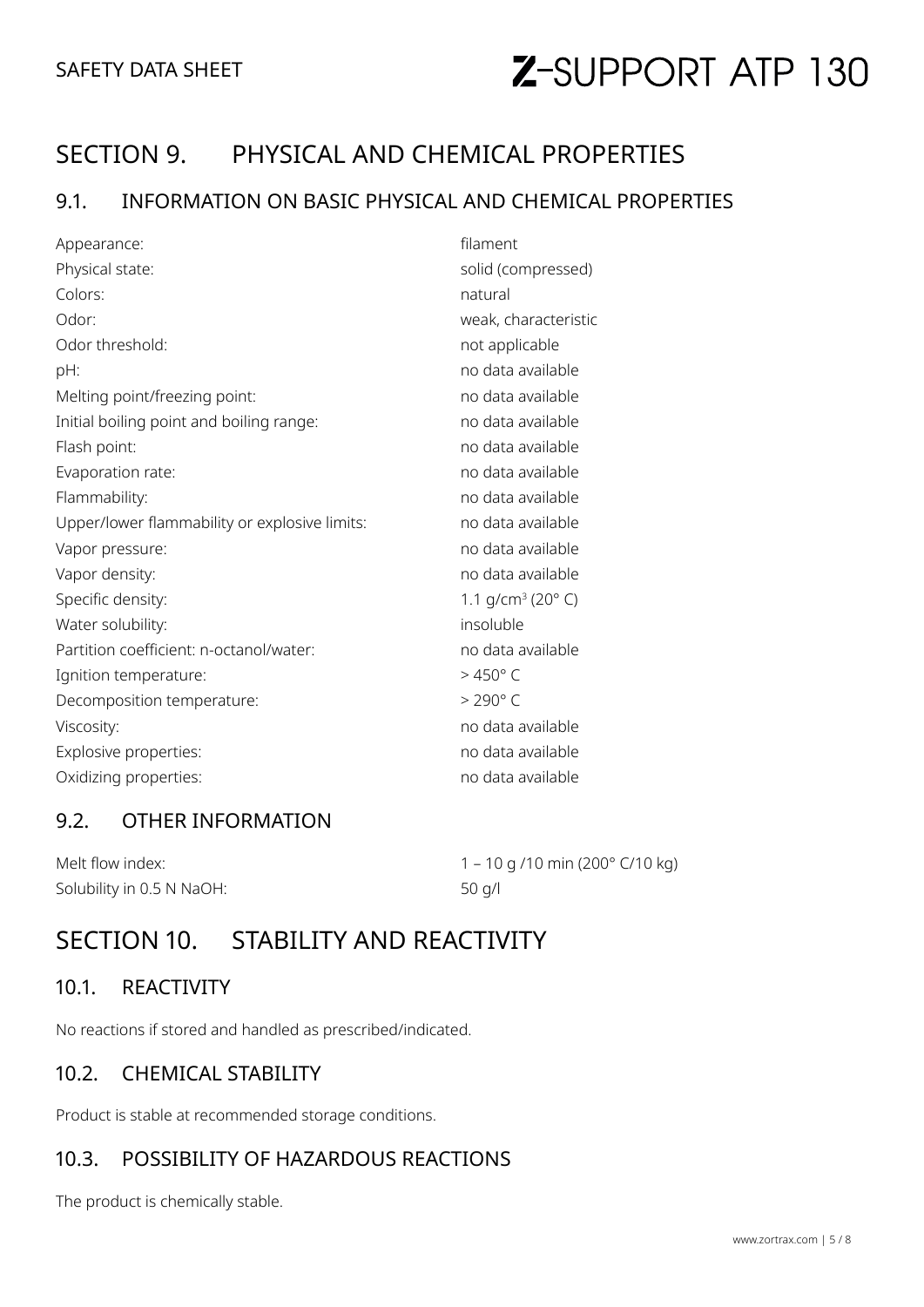# SECTION 9. PHYSICAL AND CHEMICAL PROPERTIES

## 9.1. INFORMATION ON BASIC PHYSICAL AND CHEMICAL PROPERTIES

| | |
|---|---|
| Appearance: | filament |
| Physical state: | solid (compressed) |
| Colors: | natural |
| Odor: | weak, characteristic |
| Odor threshold: | not applicable |
| pH: | no data available |
| Melting point/freezing point: | no data available |
| Initial boiling point and boiling range: | no data available |
| Flash point: | no data available |
| Evaporation rate: | no data available |
| Flammability: | no data available |
| Upper/lower flammability or explosive limits: | no data available |
| Vapor pressure: | no data available |
| Vapor density: | no data available |
| Specific density: | 1.1 g/cm$^3$ (20° C) |
| Water solubility: | insoluble |
| Partition coefficient: n-octanol/water: | no data available |
| Ignition temperature: | > 450° C |
| Decomposition temperature: | > 290° C |
| Viscosity: | no data available |
| Explosive properties: | no data available |
| Oxidizing properties: | no data available |

## 9.2. OTHER INFORMATION

| | |
|---|---|
| Melt flow index: | 1 – 10 g /10 min (200° C/10 kg) |
| Solubility in 0.5 N NaOH: | 50 g/l |

# SECTION 10. STABILITY AND REACTIVITY

## 10.1. REACTIVITY

No reactions if stored and handled as prescribed/indicated.

## 10.2. CHEMICAL STABILITY

Product is stable at recommended storage conditions.

## 10.3. POSSIBILITY OF HAZARDOUS REACTIONS

The product is chemically stable.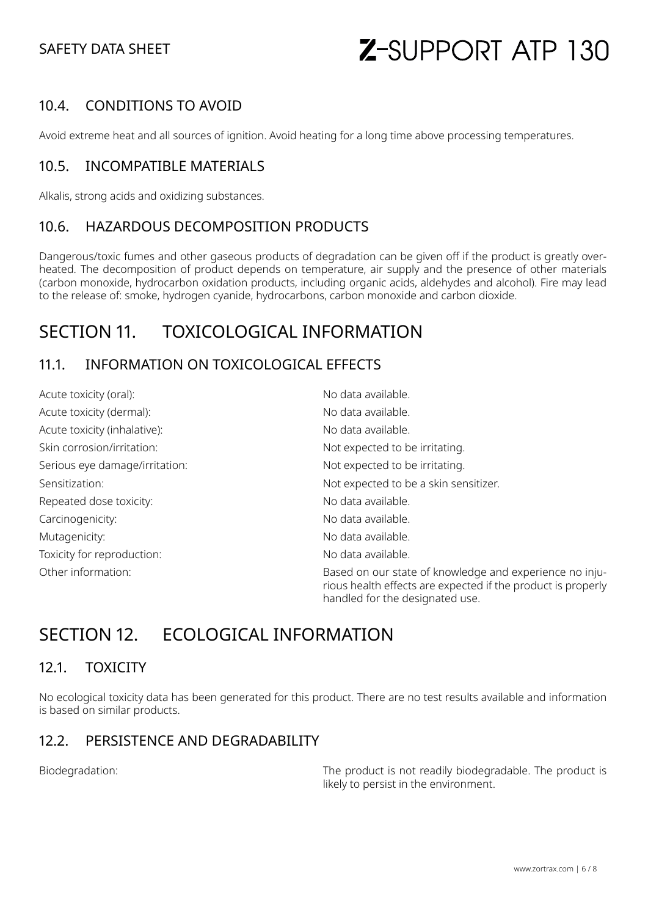### 10.4. CONDITIONS TO AVOID

Avoid extreme heat and all sources of ignition. Avoid heating for a long time above processing temperatures.

### 10.5. INCOMPATIBLE MATERIALS

Alkalis, strong acids and oxidizing substances.

### 10.6. HAZARDOUS DECOMPOSITION PRODUCTS

Dangerous/toxic fumes and other gaseous products of degradation can be given off if the product is greatly overheated. The decomposition of product depends on temperature, air supply and the presence of other materials (carbon monoxide, hydrocarbon oxidation products, including organic acids, aldehydes and alcohol). Fire may lead to the release of: smoke, hydrogen cyanide, hydrocarbons, carbon monoxide and carbon dioxide.

## SECTION 11. TOXICOLOGICAL INFORMATION

### 11.1. INFORMATION ON TOXICOLOGICAL EFFECTS

| | |
|---|---|
| Acute toxicity (oral): | No data available. |
| Acute toxicity (dermal): | No data available. |
| Acute toxicity (inhalative): | No data available. |
| Skin corrosion/irritation: | Not expected to be irritating. |
| Serious eye damage/irritation: | Not expected to be irritating. |
| Sensitization: | Not expected to be a skin sensitizer. |
| Repeated dose toxicity: | No data available. |
| Carcinogenicity: | No data available. |
| Mutagenicity: | No data available. |
| Toxicity for reproduction: | No data available. |
| Other information: | Based on our state of knowledge and experience no injurious health effects are expected if the product is properly handled for the designated use. |

## SECTION 12. ECOLOGICAL INFORMATION

### 12.1. TOXICITY

No ecological toxicity data has been generated for this product. There are no test results available and information is based on similar products.

### 12.2. PERSISTENCE AND DEGRADABILITY

| | |
|---|---|
| Biodegradation: | The product is not readily biodegradable. The product is likely to persist in the environment. |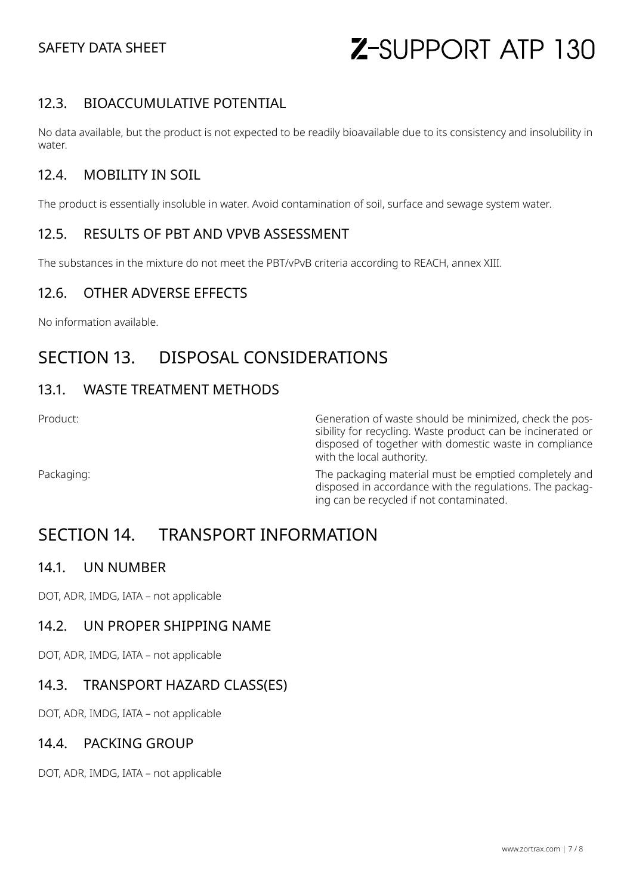### 12.3. BIOACCUMULATIVE POTENTIAL

No data available, but the product is not expected to be readily bioavailable due to its consistency and insolubility in water.

### 12.4. MOBILITY IN SOIL

The product is essentially insoluble in water. Avoid contamination of soil, surface and sewage system water.

### 12.5. RESULTS OF PBT AND VPVB ASSESSMENT

The substances in the mixture do not meet the PBT/vPvB criteria according to REACH, annex XIII.

### 12.6. OTHER ADVERSE EFFECTS

No information available.

## SECTION 13. DISPOSAL CONSIDERATIONS

### 13.1. WASTE TREATMENT METHODS

| | |
|---|---|
| Product: | Generation of waste should be minimized, check the possibility for recycling. Waste product can be incinerated or disposed of together with domestic waste in compliance with the local authority. |
| Packaging: | The packaging material must be emptied completely and disposed in accordance with the regulations. The packaging can be recycled if not contaminated. |

## SECTION 14. TRANSPORT INFORMATION

### 14.1. UN NUMBER

DOT, ADR, IMDG, IATA – not applicable

### 14.2. UN PROPER SHIPPING NAME

DOT, ADR, IMDG, IATA – not applicable

### 14.3. TRANSPORT HAZARD CLASS(ES)

DOT, ADR, IMDG, IATA – not applicable

### 14.4. PACKING GROUP

DOT, ADR, IMDG, IATA – not applicable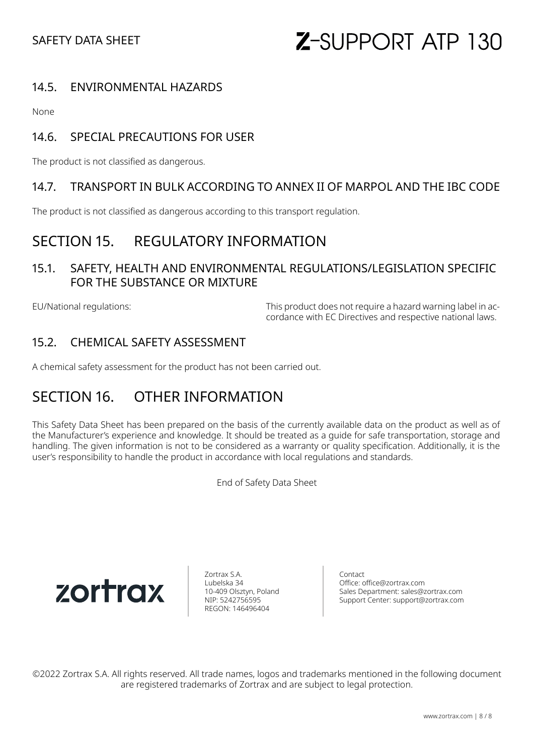### 14.5. ENVIRONMENTAL HAZARDS

None

### 14.6. SPECIAL PRECAUTIONS FOR USER

The product is not classified as dangerous.

### 14.7. TRANSPORT IN BULK ACCORDING TO ANNEX II OF MARPOL AND THE IBC CODE

The product is not classified as dangerous according to this transport regulation.

## SECTION 15. REGULATORY INFORMATION

### 15.1. SAFETY, HEALTH AND ENVIRONMENTAL REGULATIONS/LEGISLATION SPECIFIC FOR THE SUBSTANCE OR MIXTURE

| | |
|---|---|
| EU/National regulations: | This product does not require a hazard warning label in accordance with EC Directives and respective national laws. |

### 15.2. CHEMICAL SAFETY ASSESSMENT

A chemical safety assessment for the product has not been carried out.

## SECTION 16. OTHER INFORMATION

This Safety Data Sheet has been prepared on the basis of the currently available data on the product as well as of the Manufacturer's experience and knowledge. It should be treated as a guide for safe transportation, storage and handling. The given information is not to be considered as a warranty or quality specification. Additionally, it is the user's responsibility to handle the product in accordance with local regulations and standards.

End of Safety Data Sheet

zortrax

Zortrax S.A.
Lubelska 34
10-409 Olsztyn, Poland
NIP: 5242756595
REGON: 146496404

Contact
Office: office@zortrax.com
Sales Department: sales@zortrax.com
Support Center: support@zortrax.com

©2022 Zortrax S.A. All rights reserved. All trade names, logos and trademarks mentioned in the following document are registered trademarks of Zortrax and are subject to legal protection.